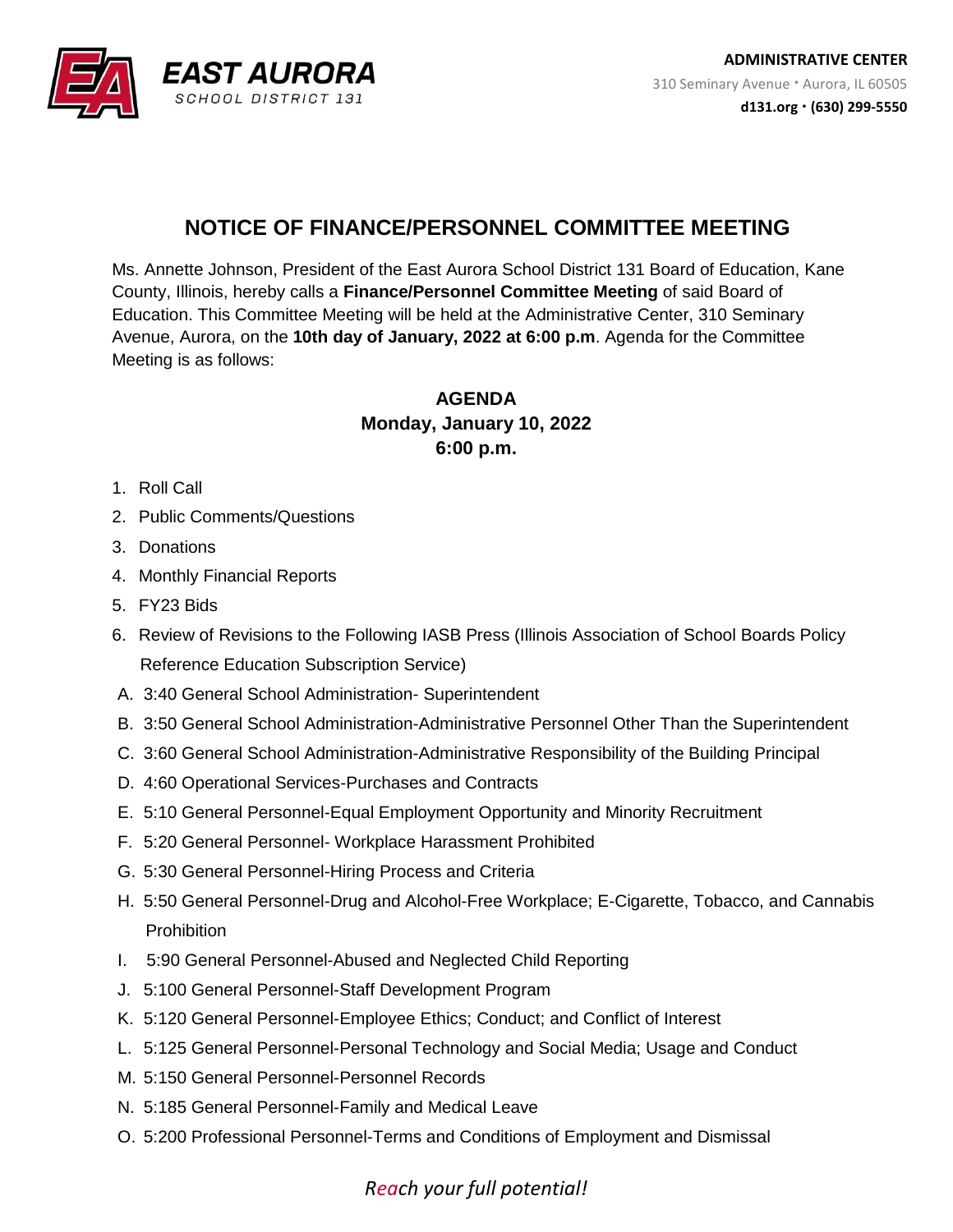**EAST AURORA**
SCHOOL DISTRICT 131

**ADMINISTRATIVE CENTER**
310 Seminary Avenue • Aurora, IL 60505
**d131.org • (630) 299-5550**

## NOTICE OF FINANCE/PERSONNEL COMMITTEE MEETING

Ms. Annette Johnson, President of the East Aurora School District 131 Board of Education, Kane County, Illinois, hereby calls a **Finance/Personnel Committee Meeting** of said Board of Education. This Committee Meeting will be held at the Administrative Center, 310 Seminary Avenue, Aurora, on the **10th day of January, 2022 at 6:00 p.m**. Agenda for the Committee Meeting is as follows:

**AGENDA**
**Monday, January 10, 2022**
**6:00 p.m.**

1. Roll Call
2. Public Comments/Questions
3. Donations
4. Monthly Financial Reports
5. FY23 Bids
6. Review of Revisions to the Following IASB Press (Illinois Association of School Boards Policy Reference Education Subscription Service)

A. 3:40 General School Administration- Superintendent
B. 3:50 General School Administration-Administrative Personnel Other Than the Superintendent
C. 3:60 General School Administration-Administrative Responsibility of the Building Principal
D. 4:60 Operational Services-Purchases and Contracts
E. 5:10 General Personnel-Equal Employment Opportunity and Minority Recruitment
F. 5:20 General Personnel- Workplace Harassment Prohibited
G. 5:30 General Personnel-Hiring Process and Criteria
H. 5:50 General Personnel-Drug and Alcohol-Free Workplace; E-Cigarette, Tobacco, and Cannabis Prohibition
I. 5:90 General Personnel-Abused and Neglected Child Reporting
J. 5:100 General Personnel-Staff Development Program
K. 5:120 General Personnel-Employee Ethics; Conduct; and Conflict of Interest
L. 5:125 General Personnel-Personal Technology and Social Media; Usage and Conduct
M. 5:150 General Personnel-Personnel Records
N. 5:185 General Personnel-Family and Medical Leave
O. 5:200 Professional Personnel-Terms and Conditions of Employment and Dismissal

*Reach your full potential!*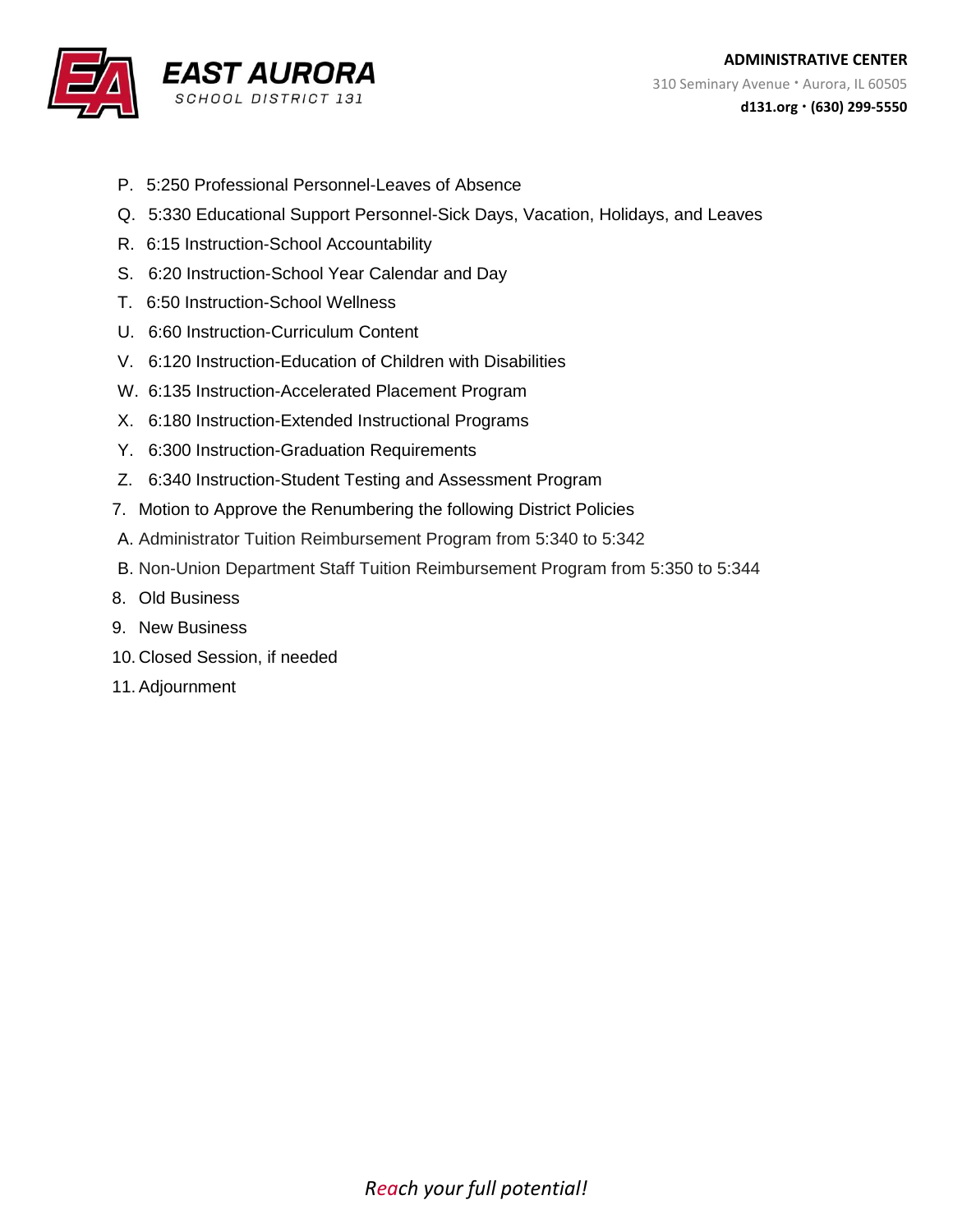P. 5:250 Professional Personnel-Leaves of Absence
Q. 5:330 Educational Support Personnel-Sick Days, Vacation, Holidays, and Leaves
R. 6:15 Instruction-School Accountability
S. 6:20 Instruction-School Year Calendar and Day
T. 6:50 Instruction-School Wellness
U. 6:60 Instruction-Curriculum Content
V. 6:120 Instruction-Education of Children with Disabilities
W. 6:135 Instruction-Accelerated Placement Program
X. 6:180 Instruction-Extended Instructional Programs
Y. 6:300 Instruction-Graduation Requirements
Z. 6:340 Instruction-Student Testing and Assessment Program

7. Motion to Approve the Renumbering the following District Policies

A. Administrator Tuition Reimbursement Program from 5:340 to 5:342
B. Non-Union Department Staff Tuition Reimbursement Program from 5:350 to 5:344

8. Old Business
9. New Business
10. Closed Session, if needed
11. Adjournment